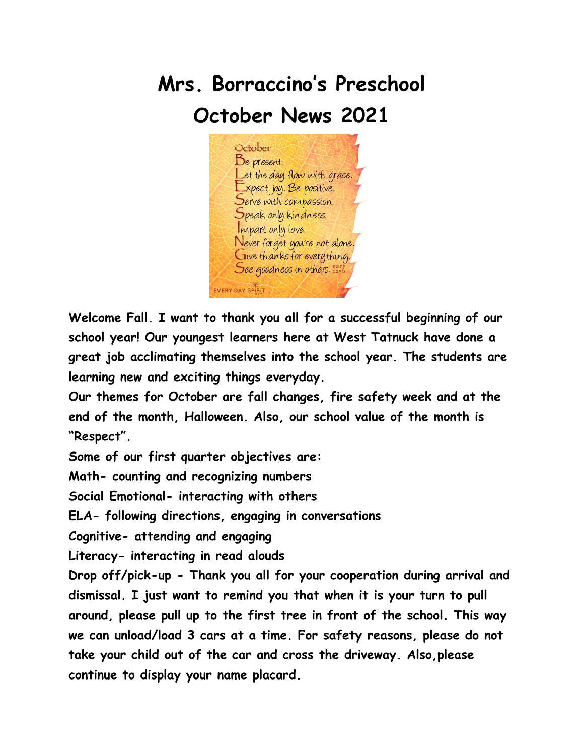# Mrs. Borraccino's Preschool

# October News 2021

October
Be present.
Let the day flow with grace.
Expect joy. Be positive.
Serve with compassion.
Speak only kindness.
Impart only love.
Never forget you're not alone.
Give thanks for everything.
See goodness in others. mary davis

EVERY DAY SPIRIT

**Welcome Fall. I want to thank you all for a successful beginning of our school year! Our youngest learners here at West Tatnuck have done a great job acclimating themselves into the school year. The students are learning new and exciting things everyday.**

**Our themes for October are fall changes, fire safety week and at the end of the month, Halloween. Also, our school value of the month is "Respect".**

**Some of our first quarter objectives are:**

**Math- counting and recognizing numbers**

**Social Emotional- interacting with others**

**ELA- following directions, engaging in conversations**

**Cognitive- attending and engaging**

**Literacy- interacting in read alouds**

**Drop off/pick-up - Thank you all for your cooperation during arrival and dismissal. I just want to remind you that when it is your turn to pull around, please pull up to the first tree in front of the school. This way we can unload/load 3 cars at a time. For safety reasons, please do not take your child out of the car and cross the driveway. Also,please continue to display your name placard.**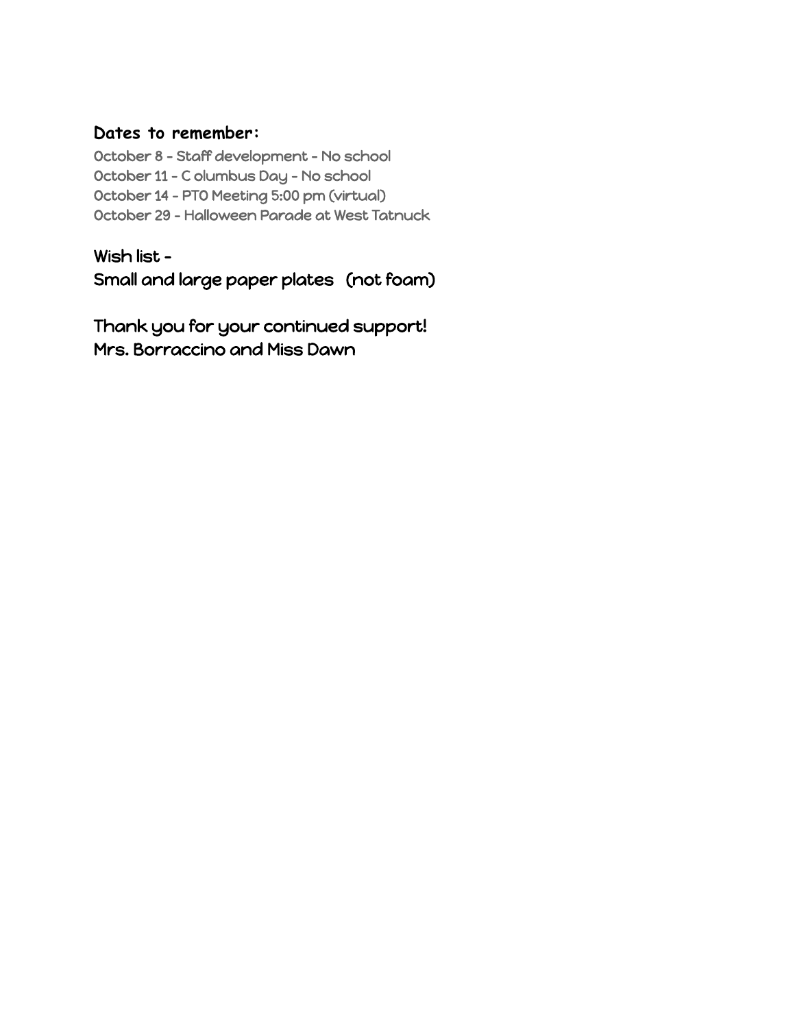**Dates to remember:**

October 8 - Staff development - No school
October 11 - C olumbus Day - No school
October 14 - PTO Meeting 5:00 pm (virtual)
October 29 - Halloween Parade at West Tatnuck

Wish list -
Small and large paper plates (not foam)

Thank you for your continued support!
Mrs. Borraccino and Miss Dawn